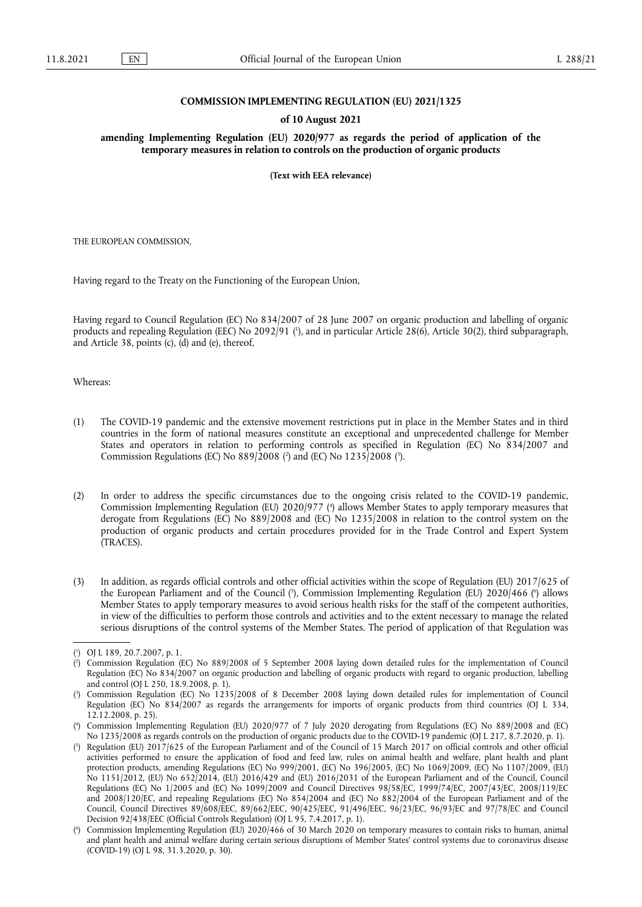**COMMISSION IMPLEMENTING REGULATION (EU) 2021/1325**

**of 10 August 2021**

**amending Implementing Regulation (EU) 2020/977 as regards the period of application of the temporary measures in relation to controls on the production of organic products**

**(Text with EEA relevance)**

THE EUROPEAN COMMISSION,

Having regard to the Treaty on the Functioning of the European Union,

Having regard to Council Regulation (EC) No 834/2007 of 28 June 2007 on organic production and labelling of organic products and repealing Regulation (EEC) No 2092/91 [1], and in particular Article 28(6), Article 30(2), third subparagraph, and Article 38, points (c), (d) and (e), thereof,

Whereas:

(1) The COVID-19 pandemic and the extensive movement restrictions put in place in the Member States and in third countries in the form of national measures constitute an exceptional and unprecedented challenge for Member States and operators in relation to performing controls as specified in Regulation (EC) No 834/2007 and Commission Regulations (EC) No 889/2008 [2] and (EC) No 1235/2008 [3].

(2) In order to address the specific circumstances due to the ongoing crisis related to the COVID-19 pandemic, Commission Implementing Regulation (EU) 2020/977 [4] allows Member States to apply temporary measures that derogate from Regulations (EC) No 889/2008 and (EC) No 1235/2008 in relation to the control system on the production of organic products and certain procedures provided for in the Trade Control and Expert System (TRACES).

(3) In addition, as regards official controls and other official activities within the scope of Regulation (EU) 2017/625 of the European Parliament and of the Council [5], Commission Implementing Regulation (EU) 2020/466 [6] allows Member States to apply temporary measures to avoid serious health risks for the staff of the competent authorities, in view of the difficulties to perform those controls and activities and to the extent necessary to manage the related serious disruptions of the control systems of the Member States. The period of application of that Regulation was

---

[1] OJ L 189, 20.7.2007, p. 1.

[2] Commission Regulation (EC) No 889/2008 of 5 September 2008 laying down detailed rules for the implementation of Council Regulation (EC) No 834/2007 on organic production and labelling of organic products with regard to organic production, labelling and control (OJ L 250, 18.9.2008, p. 1).

[3] Commission Regulation (EC) No 1235/2008 of 8 December 2008 laying down detailed rules for implementation of Council Regulation (EC) No 834/2007 as regards the arrangements for imports of organic products from third countries (OJ L 334, 12.12.2008, p. 25).

[4] Commission Implementing Regulation (EU) 2020/977 of 7 July 2020 derogating from Regulations (EC) No 889/2008 and (EC) No 1235/2008 as regards controls on the production of organic products due to the COVID-19 pandemic (OJ L 217, 8.7.2020, p. 1).

[5] Regulation (EU) 2017/625 of the European Parliament and of the Council of 15 March 2017 on official controls and other official activities performed to ensure the application of food and feed law, rules on animal health and welfare, plant health and plant protection products, amending Regulations (EC) No 999/2001, (EC) No 396/2005, (EC) No 1069/2009, (EC) No 1107/2009, (EU) No 1151/2012, (EU) No 652/2014, (EU) 2016/429 and (EU) 2016/2031 of the European Parliament and of the Council, Council Regulations (EC) No 1/2005 and (EC) No 1099/2009 and Council Directives 98/58/EC, 1999/74/EC, 2007/43/EC, 2008/119/EC and 2008/120/EC, and repealing Regulations (EC) No 854/2004 and (EC) No 882/2004 of the European Parliament and of the Council, Council Directives 89/608/EEC, 89/662/EEC, 90/425/EEC, 91/496/EEC, 96/23/EC, 96/93/EC and 97/78/EC and Council Decision 92/438/EEC (Official Controls Regulation) (OJ L 95, 7.4.2017, p. 1).

[6] Commission Implementing Regulation (EU) 2020/466 of 30 March 2020 on temporary measures to contain risks to human, animal and plant health and animal welfare during certain serious disruptions of Member States' control systems due to coronavirus disease (COVID-19) (OJ L 98, 31.3.2020, p. 30).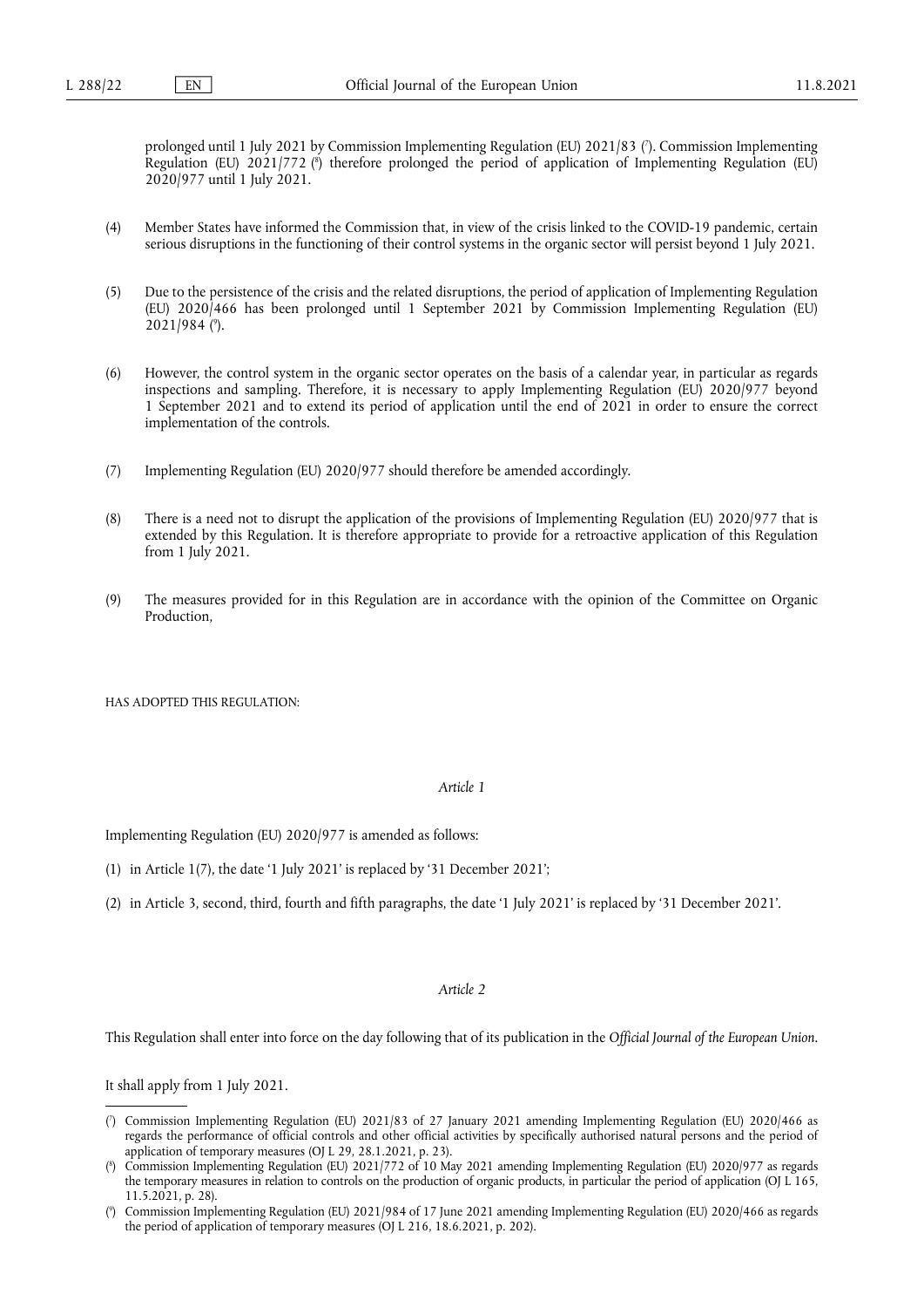prolonged until 1 July 2021 by Commission Implementing Regulation (EU) 2021/83 ([7]). Commission Implementing Regulation (EU) 2021/772 ([8]) therefore prolonged the period of application of Implementing Regulation (EU) 2020/977 until 1 July 2021.

(4) Member States have informed the Commission that, in view of the crisis linked to the COVID-19 pandemic, certain serious disruptions in the functioning of their control systems in the organic sector will persist beyond 1 July 2021.

(5) Due to the persistence of the crisis and the related disruptions, the period of application of Implementing Regulation (EU) 2020/466 has been prolonged until 1 September 2021 by Commission Implementing Regulation (EU) 2021/984 ([9]).

(6) However, the control system in the organic sector operates on the basis of a calendar year, in particular as regards inspections and sampling. Therefore, it is necessary to apply Implementing Regulation (EU) 2020/977 beyond 1 September 2021 and to extend its period of application until the end of 2021 in order to ensure the correct implementation of the controls.

(7) Implementing Regulation (EU) 2020/977 should therefore be amended accordingly.

(8) There is a need not to disrupt the application of the provisions of Implementing Regulation (EU) 2020/977 that is extended by this Regulation. It is therefore appropriate to provide for a retroactive application of this Regulation from 1 July 2021.

(9) The measures provided for in this Regulation are in accordance with the opinion of the Committee on Organic Production,

HAS ADOPTED THIS REGULATION:

*Article 1*

Implementing Regulation (EU) 2020/977 is amended as follows:

(1) in Article 1(7), the date '1 July 2021' is replaced by '31 December 2021';

(2) in Article 3, second, third, fourth and fifth paragraphs, the date '1 July 2021' is replaced by '31 December 2021'.

*Article 2*

This Regulation shall enter into force on the day following that of its publication in the *Official Journal of the European Union*.

It shall apply from 1 July 2021.

---

([7]) Commission Implementing Regulation (EU) 2021/83 of 27 January 2021 amending Implementing Regulation (EU) 2020/466 as regards the performance of official controls and other official activities by specifically authorised natural persons and the period of application of temporary measures (OJ L 29, 28.1.2021, p. 23).

([8]) Commission Implementing Regulation (EU) 2021/772 of 10 May 2021 amending Implementing Regulation (EU) 2020/977 as regards the temporary measures in relation to controls on the production of organic products, in particular the period of application (OJ L 165, 11.5.2021, p. 28).

([9]) Commission Implementing Regulation (EU) 2021/984 of 17 June 2021 amending Implementing Regulation (EU) 2020/466 as regards the period of application of temporary measures (OJ L 216, 18.6.2021, p. 202).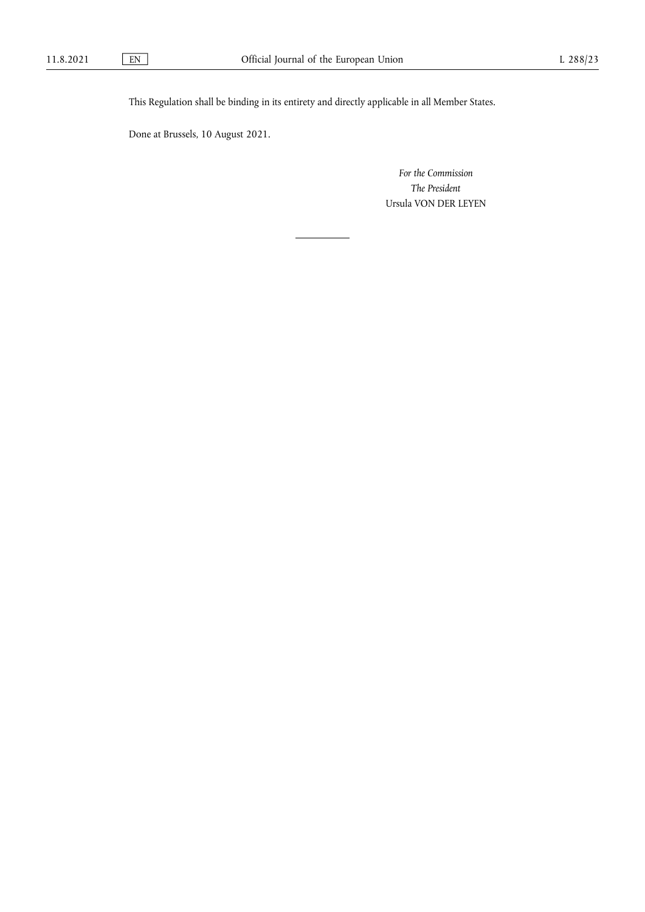This Regulation shall be binding in its entirety and directly applicable in all Member States.

Done at Brussels, 10 August 2021.

*For the Commission*

*The President*

Ursula VON DER LEYEN